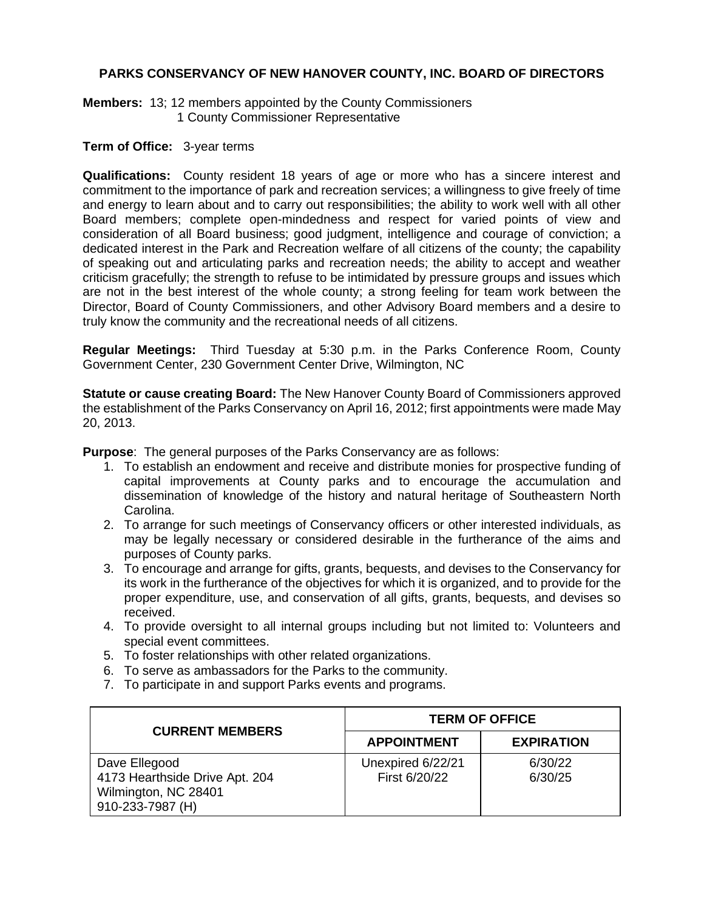# PARKS CONSERVANCY OF NEW HANOVER COUNTY, INC. BOARD OF DIRECTORS

**Members:** 13; 12 members appointed by the County Commissioners
1 County Commissioner Representative

**Term of Office:** 3-year terms

**Qualifications:** County resident 18 years of age or more who has a sincere interest and commitment to the importance of park and recreation services; a willingness to give freely of time and energy to learn about and to carry out responsibilities; the ability to work well with all other Board members; complete open-mindedness and respect for varied points of view and consideration of all Board business; good judgment, intelligence and courage of conviction; a dedicated interest in the Park and Recreation welfare of all citizens of the county; the capability of speaking out and articulating parks and recreation needs; the ability to accept and weather criticism gracefully; the strength to refuse to be intimidated by pressure groups and issues which are not in the best interest of the whole county; a strong feeling for team work between the Director, Board of County Commissioners, and other Advisory Board members and a desire to truly know the community and the recreational needs of all citizens.

**Regular Meetings:** Third Tuesday at 5:30 p.m. in the Parks Conference Room, County Government Center, 230 Government Center Drive, Wilmington, NC

**Statute or cause creating Board:** The New Hanover County Board of Commissioners approved the establishment of the Parks Conservancy on April 16, 2012; first appointments were made May 20, 2013.

**Purpose**: The general purposes of the Parks Conservancy are as follows:

1. To establish an endowment and receive and distribute monies for prospective funding of capital improvements at County parks and to encourage the accumulation and dissemination of knowledge of the history and natural heritage of Southeastern North Carolina.
2. To arrange for such meetings of Conservancy officers or other interested individuals, as may be legally necessary or considered desirable in the furtherance of the aims and purposes of County parks.
3. To encourage and arrange for gifts, grants, bequests, and devises to the Conservancy for its work in the furtherance of the objectives for which it is organized, and to provide for the proper expenditure, use, and conservation of all gifts, grants, bequests, and devises so received.
4. To provide oversight to all internal groups including but not limited to: Volunteers and special event committees.
5. To foster relationships with other related organizations.
6. To serve as ambassadors for the Parks to the community.
7. To participate in and support Parks events and programs.

| CURRENT MEMBERS | TERM OF OFFICE | |
|---|---|---|
| | **APPOINTMENT** | **EXPIRATION** |
| Dave Ellegood<br>4173 Hearthside Drive Apt. 204<br>Wilmington, NC 28401<br>910-233-7987 (H) | Unexpired 6/22/21<br>First 6/20/22 | 6/30/22<br>6/30/25 |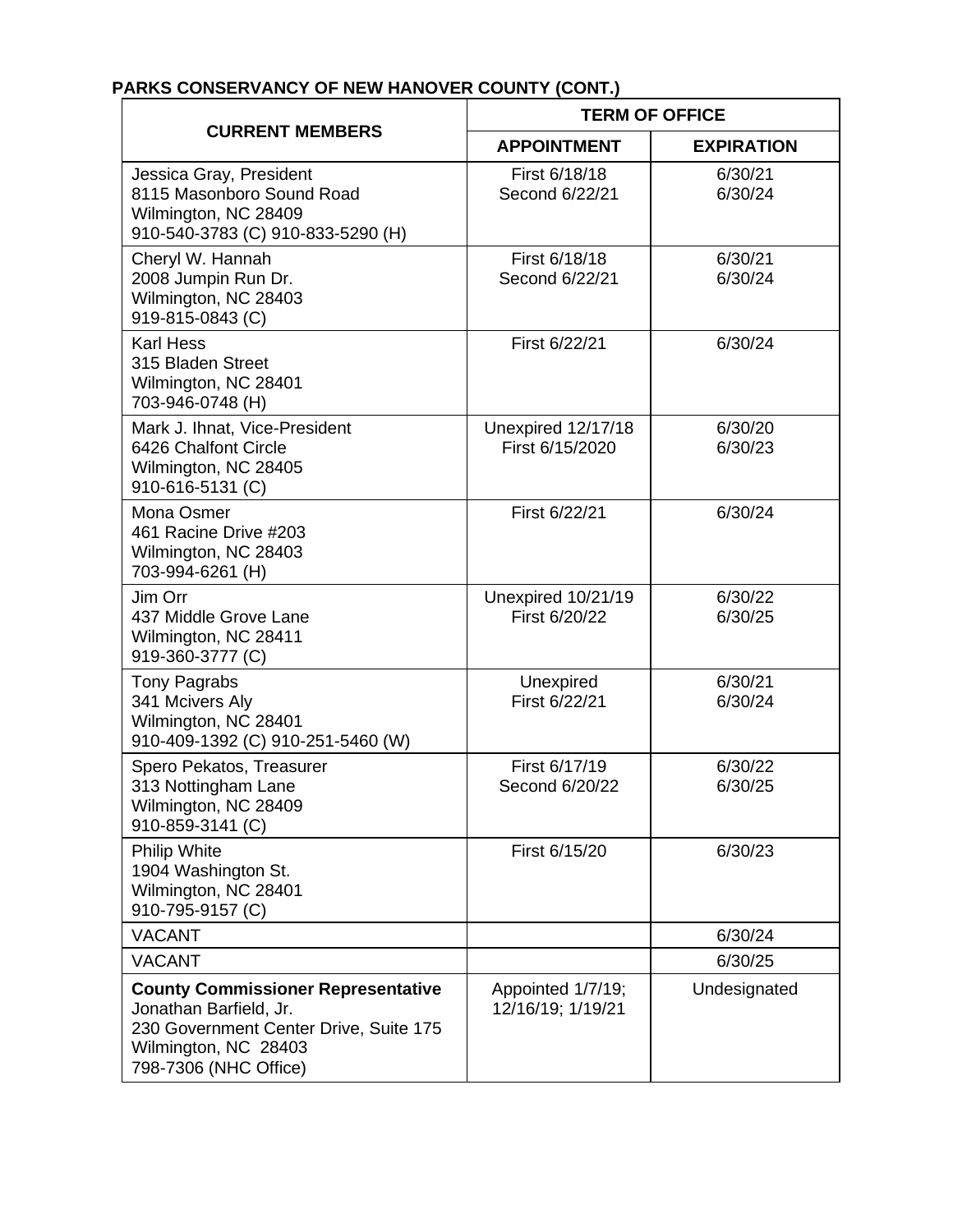**PARKS CONSERVANCY OF NEW HANOVER COUNTY (CONT.)**

| CURRENT MEMBERS | TERM OF OFFICE | |
|---|---|---|
| | **APPOINTMENT** | **EXPIRATION** |
| Jessica Gray, President<br>8115 Masonboro Sound Road<br>Wilmington, NC 28409<br>910-540-3783 (C) 910-833-5290 (H) | First 6/18/18<br>Second 6/22/21 | 6/30/21<br>6/30/24 |
| Cheryl W. Hannah<br>2008 Jumpin Run Dr.<br>Wilmington, NC 28403<br>919-815-0843 (C) | First 6/18/18<br>Second 6/22/21 | 6/30/21<br>6/30/24 |
| Karl Hess<br>315 Bladen Street<br>Wilmington, NC 28401<br>703-946-0748 (H) | First 6/22/21 | 6/30/24 |
| Mark J. Ihnat, Vice-President<br>6426 Chalfont Circle<br>Wilmington, NC 28405<br>910-616-5131 (C) | Unexpired 12/17/18<br>First 6/15/2020 | 6/30/20<br>6/30/23 |
| Mona Osmer<br>461 Racine Drive #203<br>Wilmington, NC 28403<br>703-994-6261 (H) | First 6/22/21 | 6/30/24 |
| Jim Orr<br>437 Middle Grove Lane<br>Wilmington, NC 28411<br>919-360-3777 (C) | Unexpired 10/21/19<br>First 6/20/22 | 6/30/22<br>6/30/25 |
| Tony Pagrabs<br>341 Mcivers Aly<br>Wilmington, NC 28401<br>910-409-1392 (C) 910-251-5460 (W) | Unexpired<br>First 6/22/21 | 6/30/21<br>6/30/24 |
| Spero Pekatos, Treasurer<br>313 Nottingham Lane<br>Wilmington, NC 28409<br>910-859-3141 (C) | First 6/17/19<br>Second 6/20/22 | 6/30/22<br>6/30/25 |
| Philip White<br>1904 Washington St.<br>Wilmington, NC 28401<br>910-795-9157 (C) | First 6/15/20 | 6/30/23 |
| VACANT | | 6/30/24 |
| VACANT | | 6/30/25 |
| **County Commissioner Representative**<br>Jonathan Barfield, Jr.<br>230 Government Center Drive, Suite 175<br>Wilmington, NC 28403<br>798-7306 (NHC Office) | Appointed 1/7/19;<br>12/16/19; 1/19/21 | Undesignated |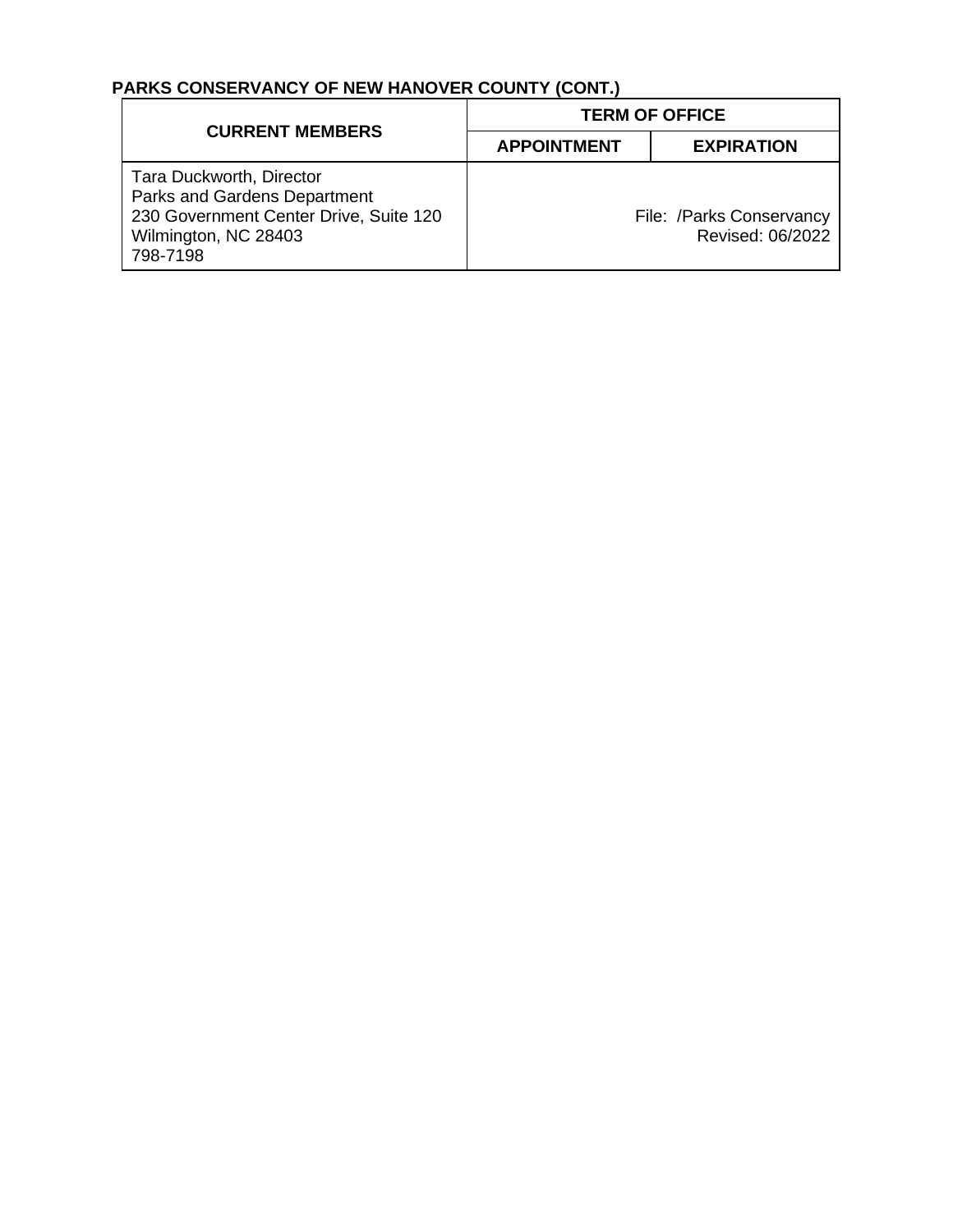**PARKS CONSERVANCY OF NEW HANOVER COUNTY (CONT.)**

| CURRENT MEMBERS | TERM OF OFFICE | |
|---|---|---|
| | APPOINTMENT | EXPIRATION |
| Tara Duckworth, Director<br>Parks and Gardens Department<br>230 Government Center Drive, Suite 120<br>Wilmington, NC 28403<br>798-7198 | File: /Parks Conservancy<br>Revised: 06/2022 | |